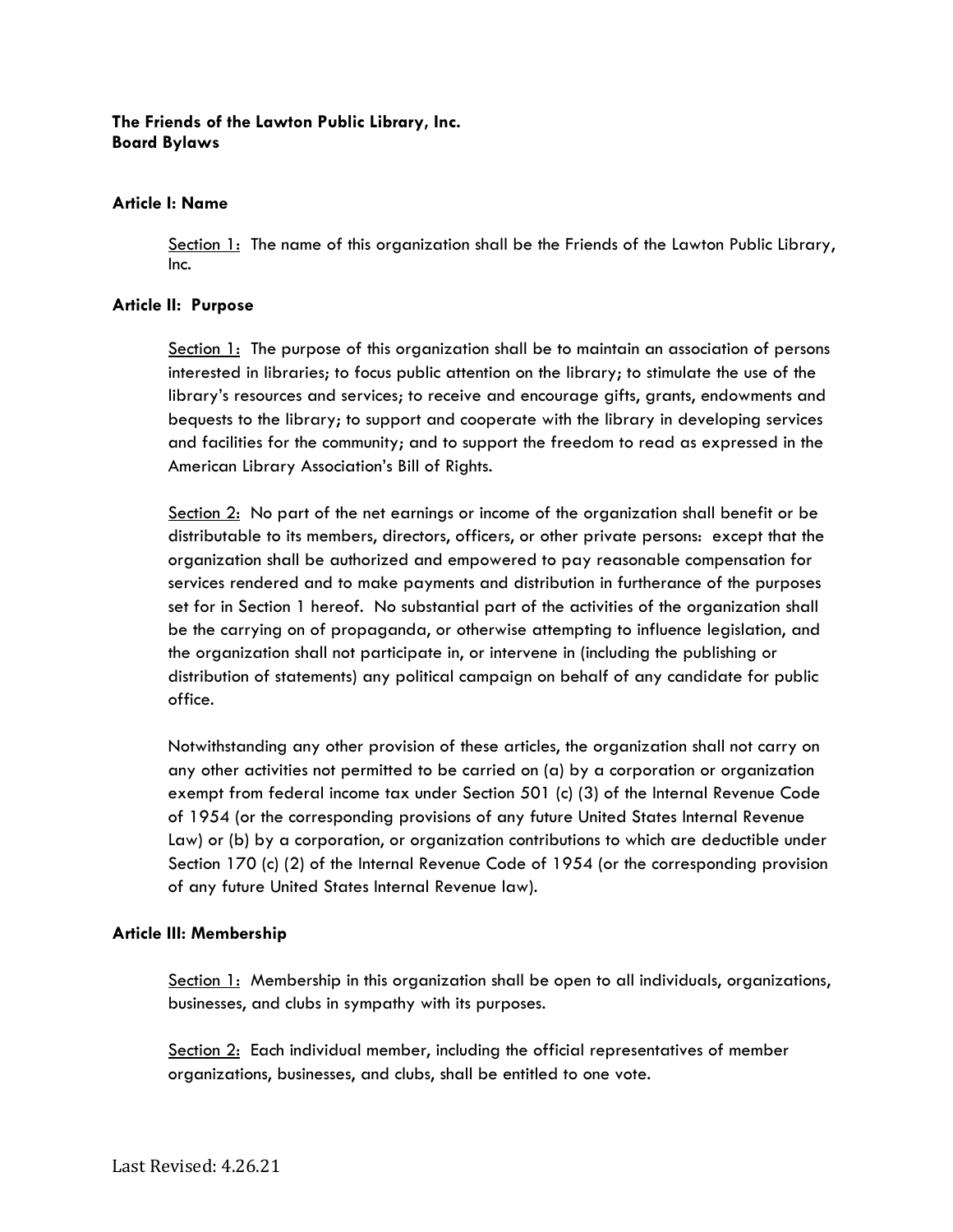**The Friends of the Lawton Public Library, Inc.**
**Board Bylaws**

## Article I: Name

<u>Section 1</u>: The name of this organization shall be the Friends of the Lawton Public Library, Inc.

## Article II: Purpose

<u>Section 1</u>: The purpose of this organization shall be to maintain an association of persons interested in libraries; to focus public attention on the library; to stimulate the use of the library's resources and services; to receive and encourage gifts, grants, endowments and bequests to the library; to support and cooperate with the library in developing services and facilities for the community; and to support the freedom to read as expressed in the American Library Association's Bill of Rights.

<u>Section 2</u>: No part of the net earnings or income of the organization shall benefit or be distributable to its members, directors, officers, or other private persons: except that the organization shall be authorized and empowered to pay reasonable compensation for services rendered and to make payments and distribution in furtherance of the purposes set for in Section 1 hereof. No substantial part of the activities of the organization shall be the carrying on of propaganda, or otherwise attempting to influence legislation, and the organization shall not participate in, or intervene in (including the publishing or distribution of statements) any political campaign on behalf of any candidate for public office.

Notwithstanding any other provision of these articles, the organization shall not carry on any other activities not permitted to be carried on (a) by a corporation or organization exempt from federal income tax under Section 501 (c) (3) of the Internal Revenue Code of 1954 (or the corresponding provisions of any future United States Internal Revenue Law) or (b) by a corporation, or organization contributions to which are deductible under Section 170 (c) (2) of the Internal Revenue Code of 1954 (or the corresponding provision of any future United States Internal Revenue law).

## Article III: Membership

<u>Section 1</u>: Membership in this organization shall be open to all individuals, organizations, businesses, and clubs in sympathy with its purposes.

<u>Section 2</u>: Each individual member, including the official representatives of member organizations, businesses, and clubs, shall be entitled to one vote.

Last Revised: 4.26.21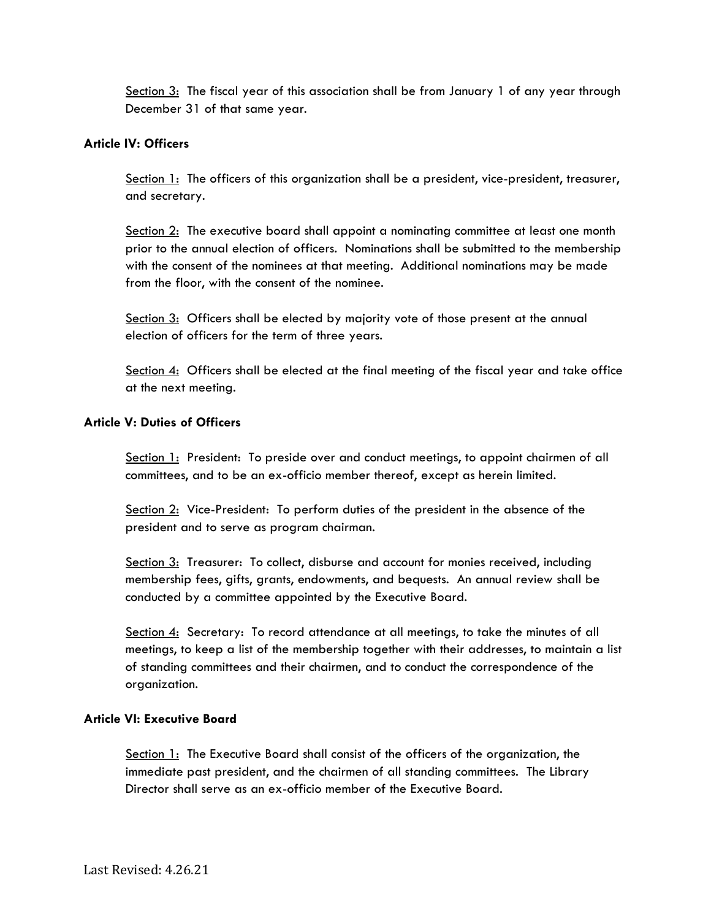<u>Section 3:</u> The fiscal year of this association shall be from January 1 of any year through December 31 of that same year.

**Article IV: Officers**

<u>Section 1:</u> The officers of this organization shall be a president, vice-president, treasurer, and secretary.

<u>Section 2:</u> The executive board shall appoint a nominating committee at least one month prior to the annual election of officers. Nominations shall be submitted to the membership with the consent of the nominees at that meeting. Additional nominations may be made from the floor, with the consent of the nominee.

<u>Section 3:</u> Officers shall be elected by majority vote of those present at the annual election of officers for the term of three years.

<u>Section 4:</u> Officers shall be elected at the final meeting of the fiscal year and take office at the next meeting.

**Article V: Duties of Officers**

<u>Section 1:</u> President: To preside over and conduct meetings, to appoint chairmen of all committees, and to be an ex-officio member thereof, except as herein limited.

<u>Section 2:</u> Vice-President: To perform duties of the president in the absence of the president and to serve as program chairman.

<u>Section 3:</u> Treasurer: To collect, disburse and account for monies received, including membership fees, gifts, grants, endowments, and bequests. An annual review shall be conducted by a committee appointed by the Executive Board.

<u>Section 4:</u> Secretary: To record attendance at all meetings, to take the minutes of all meetings, to keep a list of the membership together with their addresses, to maintain a list of standing committees and their chairmen, and to conduct the correspondence of the organization.

**Article VI: Executive Board**

<u>Section 1:</u> The Executive Board shall consist of the officers of the organization, the immediate past president, and the chairmen of all standing committees. The Library Director shall serve as an ex-officio member of the Executive Board.

Last Revised: 4.26.21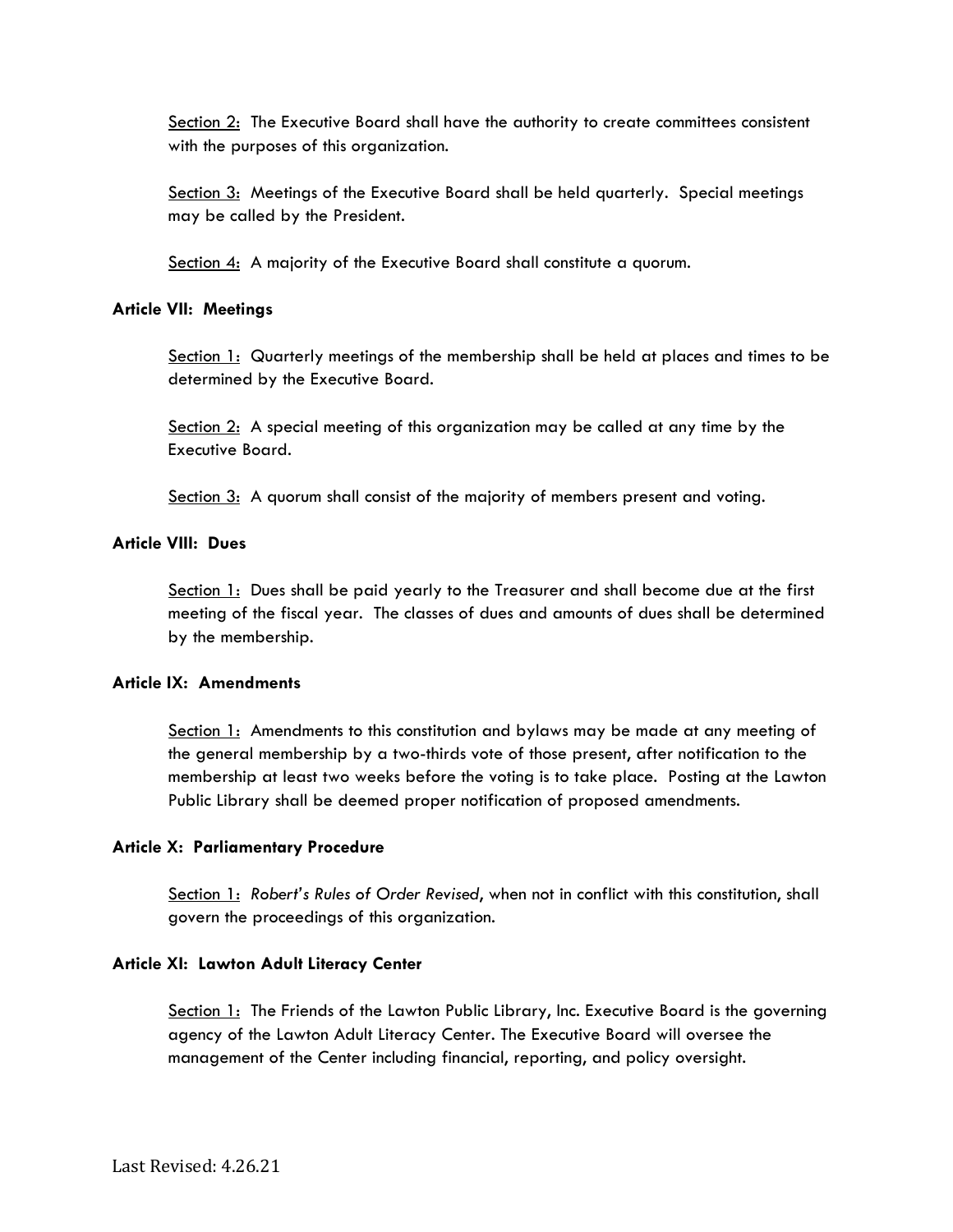Section 2: The Executive Board shall have the authority to create committees consistent with the purposes of this organization.

Section 3: Meetings of the Executive Board shall be held quarterly. Special meetings may be called by the President.

Section 4: A majority of the Executive Board shall constitute a quorum.

**Article VII: Meetings**

Section 1: Quarterly meetings of the membership shall be held at places and times to be determined by the Executive Board.

Section 2: A special meeting of this organization may be called at any time by the Executive Board.

Section 3: A quorum shall consist of the majority of members present and voting.

**Article VIII: Dues**

Section 1: Dues shall be paid yearly to the Treasurer and shall become due at the first meeting of the fiscal year. The classes of dues and amounts of dues shall be determined by the membership.

**Article IX: Amendments**

Section 1: Amendments to this constitution and bylaws may be made at any meeting of the general membership by a two-thirds vote of those present, after notification to the membership at least two weeks before the voting is to take place. Posting at the Lawton Public Library shall be deemed proper notification of proposed amendments.

**Article X: Parliamentary Procedure**

Section 1: *Robert's Rules of Order Revised*, when not in conflict with this constitution, shall govern the proceedings of this organization.

**Article XI: Lawton Adult Literacy Center**

Section 1: The Friends of the Lawton Public Library, Inc. Executive Board is the governing agency of the Lawton Adult Literacy Center. The Executive Board will oversee the management of the Center including financial, reporting, and policy oversight.

Last Revised: 4.26.21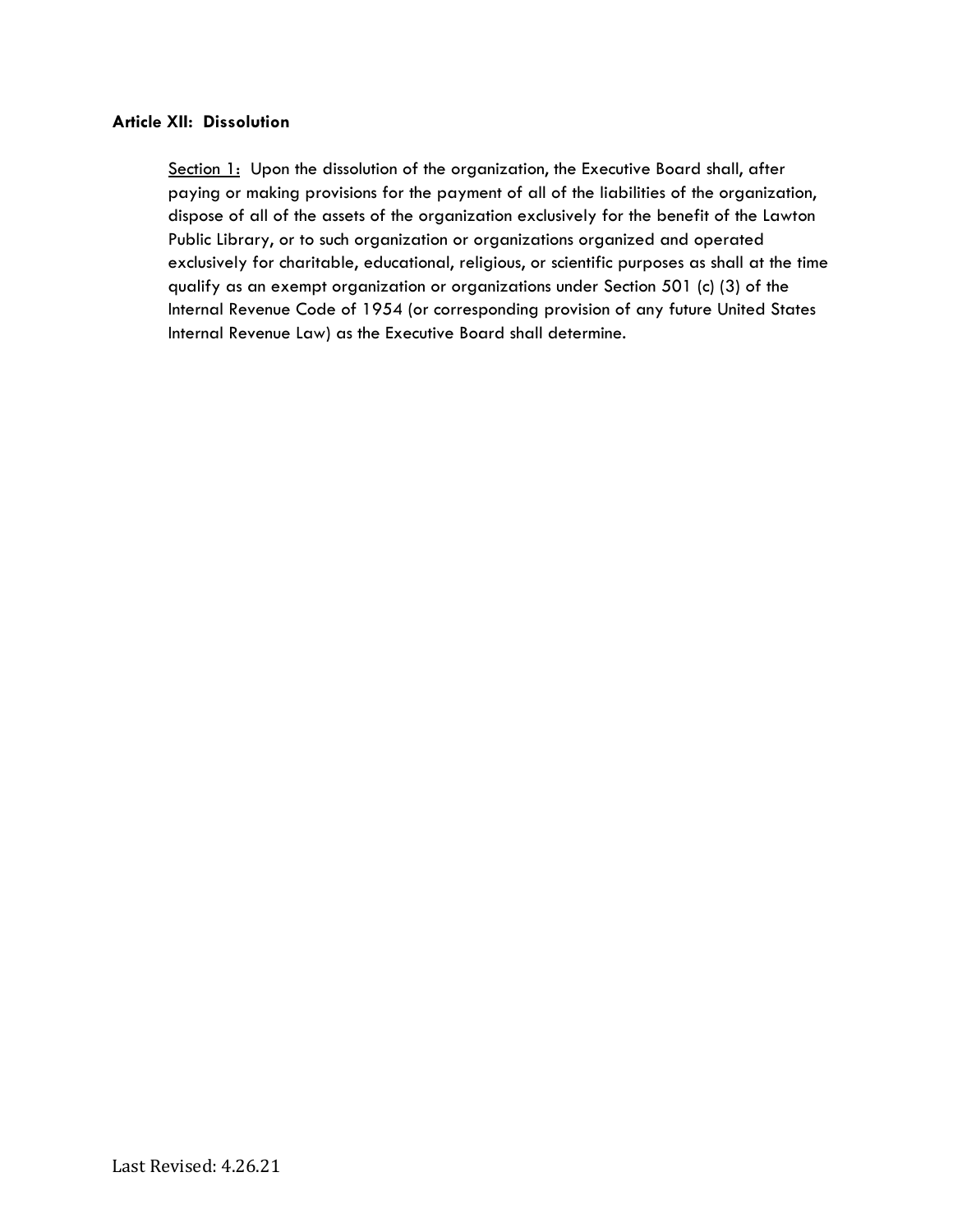**Article XII: Dissolution**

Section 1: Upon the dissolution of the organization, the Executive Board shall, after paying or making provisions for the payment of all of the liabilities of the organization, dispose of all of the assets of the organization exclusively for the benefit of the Lawton Public Library, or to such organization or organizations organized and operated exclusively for charitable, educational, religious, or scientific purposes as shall at the time qualify as an exempt organization or organizations under Section 501 (c) (3) of the Internal Revenue Code of 1954 (or corresponding provision of any future United States Internal Revenue Law) as the Executive Board shall determine.

Last Revised: 4.26.21